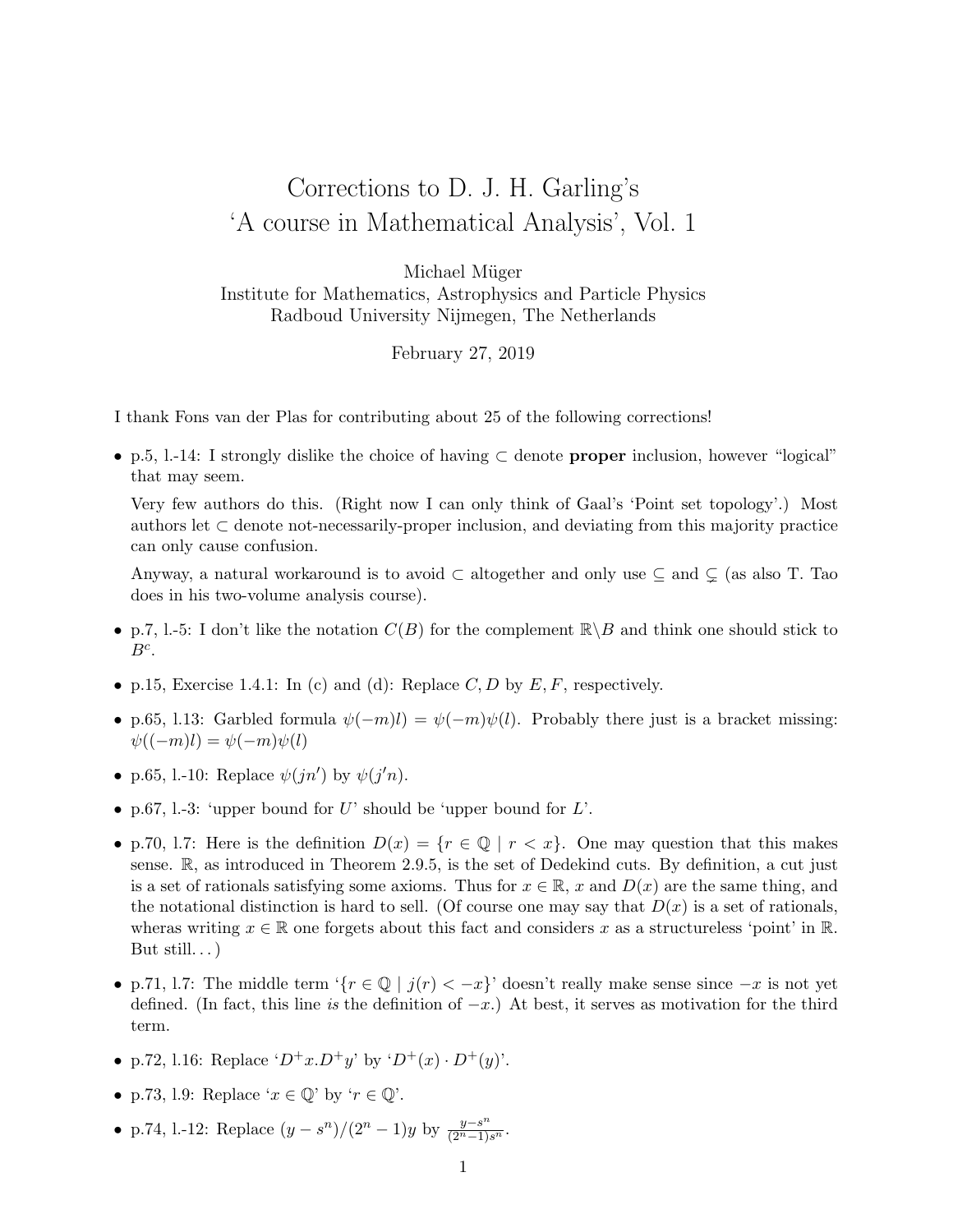# Corrections to D. J. H. Garling's 'A course in Mathematical Analysis', Vol. 1

Michael Müger
Institute for Mathematics, Astrophysics and Particle Physics
Radboud University Nijmegen, The Netherlands

February 27, 2019

I thank Fons van der Plas for contributing about 25 of the following corrections!

- p.5, l.-14: I strongly dislike the choice of having $\subset$ denote **proper** inclusion, however "logical" that may seem.

  Very few authors do this. (Right now I can only think of Gaal's 'Point set topology'.) Most authors let $\subset$ denote not-necessarily-proper inclusion, and deviating from this majority practice can only cause confusion.

  Anyway, a natural workaround is to avoid $\subset$ altogether and only use $\subseteq$ and $\subsetneq$ (as also T. Tao does in his two-volume analysis course).

- p.7, l.-5: I don't like the notation $C(B)$ for the complement $\mathbb{R}\backslash B$ and think one should stick to $B^c$.

- p.15, Exercise 1.4.1: In (c) and (d): Replace $C, D$ by $E, F$, respectively.

- p.65, l.13: Garbled formula $\psi(-m)l) = \psi(-m)\psi(l)$. Probably there just is a bracket missing: $\psi((-m)l) = \psi(-m)\psi(l)$

- p.65, l.-10: Replace $\psi(jn')$ by $\psi(j'n)$.

- p.67, l.-3: 'upper bound for $U$' should be 'upper bound for $L$'.

- p.70, l.7: Here is the definition $D(x) = \{r \in \mathbb{Q} \mid r < x\}$. One may question that this makes sense. $\mathbb{R}$, as introduced in Theorem 2.9.5, is the set of Dedekind cuts. By definition, a cut just is a set of rationals satisfying some axioms. Thus for $x \in \mathbb{R}$, $x$ and $D(x)$ are the same thing, and the notational distinction is hard to sell. (Of course one may say that $D(x)$ is a set of rationals, wheras writing $x \in \mathbb{R}$ one forgets about this fact and considers $x$ as a structureless 'point' in $\mathbb{R}$. But still...)

- p.71, l.7: The middle term '$\{r \in \mathbb{Q} \mid j(r) < -x\}$' doesn't really make sense since $-x$ is not yet defined. (In fact, this line *is* the definition of $-x$.) At best, it serves as motivation for the third term.

- p.72, l.16: Replace '$D^+x.D^+y$' by '$D^+(x) \cdot D^+(y)$'.

- p.73, l.9: Replace '$x \in \mathbb{Q}$' by '$r \in \mathbb{Q}$'.

- p.74, l.-12: Replace $(y - s^n)/(2^n - 1)y$ by $\frac{y-s^n}{(2^n-1)s^n}$.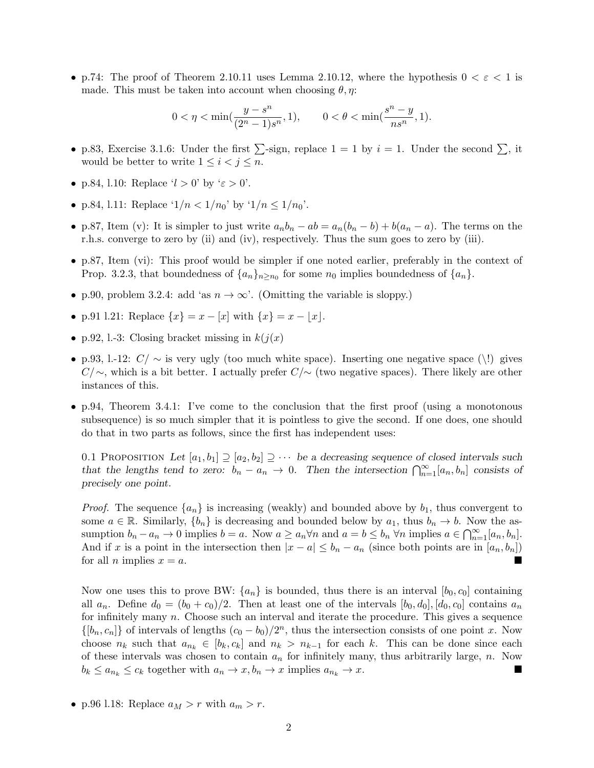- p.74: The proof of Theorem 2.10.11 uses Lemma 2.10.12, where the hypothesis $0 < \varepsilon < 1$ is made. This must be taken into account when choosing $\theta, \eta$:

$$0 < \eta < \min(\frac{y - s^n}{(2^n - 1)s^n}, 1), \qquad 0 < \theta < \min(\frac{s^n - y}{ns^n}, 1).$$

- p.83, Exercise 3.1.6: Under the first $\sum$-sign, replace $1 = 1$ by $i = 1$. Under the second $\sum$, it would be better to write $1 \leq i < j \leq n$.
- p.84, l.10: Replace '$l > 0$' by '$\varepsilon > 0$'.
- p.84, l.11: Replace '$1/n < 1/n_0$' by '$1/n \leq 1/n_0$'.
- p.87, Item (v): It is simpler to just write $a_n b_n - ab = a_n(b_n - b) + b(a_n - a)$. The terms on the r.h.s. converge to zero by (ii) and (iv), respectively. Thus the sum goes to zero by (iii).
- p.87, Item (vi): This proof would be simpler if one noted earlier, preferably in the context of Prop. 3.2.3, that boundedness of $\{a_n\}_{n \geq n_0}$ for some $n_0$ implies boundedness of $\{a_n\}$.
- p.90, problem 3.2.4: add 'as $n \to \infty$'. (Omitting the variable is sloppy.)
- p.91 l.21: Replace $\{x\} = x - [x]$ with $\{x\} = x - \lfloor x \rfloor$.
- p.92, l.-3: Closing bracket missing in $k(j(x)$
- p.93, l.-12: $C/ \sim$ is very ugly (too much white space). Inserting one negative space (\!) gives $C/\!\sim$, which is a bit better. I actually prefer $C/\!\!\sim$ (two negative spaces). There likely are other instances of this.
- p.94, Theorem 3.4.1: I've come to the conclusion that the first proof (using a monotonous subsequence) is so much simpler that it is pointless to give the second. If one does, one should do that in two parts as follows, since the first has independent uses:

  0.1 Proposition *Let $[a_1, b_1] \supseteq [a_2, b_2] \supseteq \cdots$ be a decreasing sequence of closed intervals such that the lengths tend to zero: $b_n - a_n \to 0$. Then the intersection $\bigcap_{n=1}^{\infty}[a_n, b_n]$ consists of precisely one point.*

  *Proof.* The sequence $\{a_n\}$ is increasing (weakly) and bounded above by $b_1$, thus convergent to some $a \in \mathbb{R}$. Similarly, $\{b_n\}$ is decreasing and bounded below by $a_1$, thus $b_n \to b$. Now the assumption $b_n - a_n \to 0$ implies $b = a$. Now $a \geq a_n \forall n$ and $a = b \leq b_n \ \forall n$ implies $a \in \bigcap_{n=1}^{\infty}[a_n, b_n]$. And if $x$ is a point in the intersection then $|x - a| \leq b_n - a_n$ (since both points are in $[a_n, b_n]$) for all $n$ implies $x = a$. ■

  Now one uses this to prove BW: $\{a_n\}$ is bounded, thus there is an interval $[b_0, c_0]$ containing all $a_n$. Define $d_0 = (b_0 + c_0)/2$. Then at least one of the intervals $[b_0, d_0], [d_0, c_0]$ contains $a_n$ for infinitely many $n$. Choose such an interval and iterate the procedure. This gives a sequence $\{[b_n, c_n]\}$ of intervals of lengths $(c_0 - b_0)/2^n$, thus the intersection consists of one point $x$. Now choose $n_k$ such that $a_{n_k} \in [b_k, c_k]$ and $n_k > n_{k-1}$ for each $k$. This can be done since each of these intervals was chosen to contain $a_n$ for infinitely many, thus arbitrarily large, $n$. Now $b_k \leq a_{n_k} \leq c_k$ together with $a_n \to x, b_n \to x$ implies $a_{n_k} \to x$. ■

- p.96 l.18: Replace $a_M > r$ with $a_m > r$.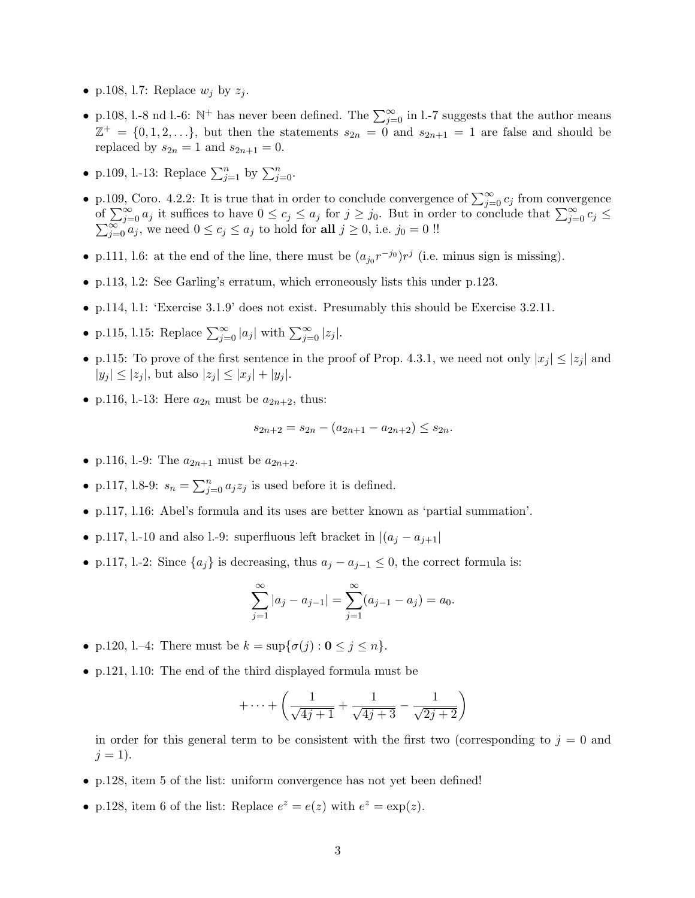- p.108, l.7: Replace $w_j$ by $z_j$.
- p.108, l.-8 nd l.-6: $\mathbb{N}^+$ has never been defined. The $\sum_{j=0}^{\infty}$ in l.-7 suggests that the author means $\mathbb{Z}^+ = \{0, 1, 2, \ldots\}$, but then the statements $s_{2n} = 0$ and $s_{2n+1} = 1$ are false and should be replaced by $s_{2n} = 1$ and $s_{2n+1} = 0$.
- p.109, l.-13: Replace $\sum_{j=1}^{n}$ by $\sum_{j=0}^{n}$.
- p.109, Coro. 4.2.2: It is true that in order to conclude convergence of $\sum_{j=0}^{\infty} c_j$ from convergence of $\sum_{j=0}^{\infty} a_j$ it suffices to have $0 \leq c_j \leq a_j$ for $j \geq j_0$. But in order to conclude that $\sum_{j=0}^{\infty} c_j \leq \sum_{j=0}^{\infty} a_j$, we need $0 \leq c_j \leq a_j$ to hold for **all** $j \geq 0$, i.e. $j_0 = 0$ !!
- p.111, l.6: at the end of the line, there must be $(a_{j_0} r^{-j_0}) r^j$ (i.e. minus sign is missing).
- p.113, l.2: See Garling's erratum, which erroneously lists this under p.123.
- p.114, l.1: 'Exercise 3.1.9' does not exist. Presumably this should be Exercise 3.2.11.
- p.115, l.15: Replace $\sum_{j=0}^{\infty} |a_j|$ with $\sum_{j=0}^{\infty} |z_j|$.
- p.115: To prove of the first sentence in the proof of Prop. 4.3.1, we need not only $|x_j| \leq |z_j|$ and $|y_j| \leq |z_j|$, but also $|z_j| \leq |x_j| + |y_j|$.
- p.116, l.-13: Here $a_{2n}$ must be $a_{2n+2}$, thus:

$$s_{2n+2} = s_{2n} - (a_{2n+1} - a_{2n+2}) \leq s_{2n}.$$

- p.116, l.-9: The $a_{2n+1}$ must be $a_{2n+2}$.
- p.117, l.8-9: $s_n = \sum_{j=0}^{n} a_j z_j$ is used before it is defined.
- p.117, l.16: Abel's formula and its uses are better known as 'partial summation'.
- p.117, l.-10 and also l.-9: superfluous left bracket in $|(a_j - a_{j+1}|$
- p.117, l.-2: Since $\{a_j\}$ is decreasing, thus $a_j - a_{j-1} \leq 0$, the correct formula is:

$$\sum_{j=1}^{\infty} |a_j - a_{j-1}| = \sum_{j=1}^{\infty} (a_{j-1} - a_j) = a_0.$$

- p.120, l.–4: There must be $k = \sup\{\sigma(j) : \mathbf{0} \leq j \leq n\}$.
- p.121, l.10: The end of the third displayed formula must be

$$+ \cdots + \left( \frac{1}{\sqrt{4j+1}} + \frac{1}{\sqrt{4j+3}} - \frac{1}{\sqrt{2j+2}} \right)$$

in order for this general term to be consistent with the first two (corresponding to $j = 0$ and $j = 1$).
- p.128, item 5 of the list: uniform convergence has not yet been defined!
- p.128, item 6 of the list: Replace $e^z = e(z)$ with $e^z = \exp(z)$.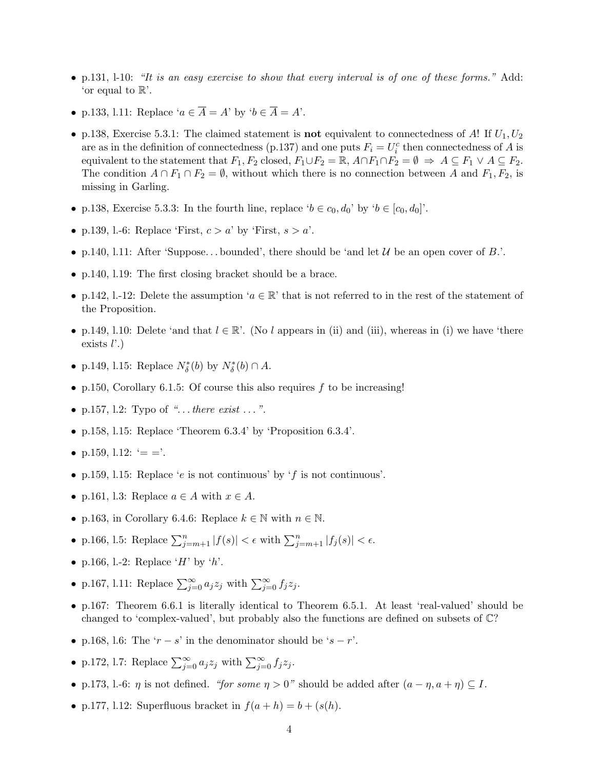- p.131, l-10: *"It is an easy exercise to show that every interval is of one of these forms."* Add: 'or equal to $\mathbb{R}$'.
- p.133, l.11: Replace '$a \in \overline{A} = A$' by '$b \in \overline{A} = A$'.
- p.138, Exercise 5.3.1: The claimed statement is **not** equivalent to connectedness of $A$! If $U_1, U_2$ are as in the definition of connectedness (p.137) and one puts $F_i = U_i^c$ then connectedness of $A$ is equivalent to the statement that $F_1, F_2$ closed, $F_1 \cup F_2 = \mathbb{R}$, $A \cap F_1 \cap F_2 = \emptyset \Rightarrow A \subseteq F_1 \vee A \subseteq F_2$. The condition $A \cap F_1 \cap F_2 = \emptyset$, without which there is no connection between $A$ and $F_1, F_2$, is missing in Garling.
- p.138, Exercise 5.3.3: In the fourth line, replace '$b \in c_0, d_0$' by '$b \in [c_0, d_0]$'.
- p.139, l.-6: Replace 'First, $c > a$' by 'First, $s > a$'.
- p.140, l.11: After 'Suppose... bounded', there should be 'and let $\mathcal{U}$ be an open cover of $B$.'.
- p.140, l.19: The first closing bracket should be a brace.
- p.142, l.-12: Delete the assumption '$a \in \mathbb{R}$' that is not referred to in the rest of the statement of the Proposition.
- p.149, l.10: Delete 'and that $l \in \mathbb{R}$'. (No $l$ appears in (ii) and (iii), whereas in (i) we have 'there exists $l$'.)
- p.149, l.15: Replace $N_\delta^*(b)$ by $N_\delta^*(b) \cap A$.
- p.150, Corollary 6.1.5: Of course this also requires $f$ to be increasing!
- p.157, l.2: Typo of *"... there exist ..."*.
- p.158, l.15: Replace 'Theorem 6.3.4' by 'Proposition 6.3.4'.
- p.159, l.12: '$= =$'.
- p.159, l.15: Replace '$e$ is not continuous' by '$f$ is not continuous'.
- p.161, l.3: Replace $a \in A$ with $x \in A$.
- p.163, in Corollary 6.4.6: Replace $k \in \mathbb{N}$ with $n \in \mathbb{N}$.
- p.166, l.5: Replace $\sum_{j=m+1}^{n} |f(s)| < \epsilon$ with $\sum_{j=m+1}^{n} |f_j(s)| < \epsilon$.
- p.166, l.-2: Replace '$H$' by '$h$'.
- p.167, l.11: Replace $\sum_{j=0}^{\infty} a_j z_j$ with $\sum_{j=0}^{\infty} f_j z_j$.
- p.167: Theorem 6.6.1 is literally identical to Theorem 6.5.1. At least 'real-valued' should be changed to 'complex-valued', but probably also the functions are defined on subsets of $\mathbb{C}$?
- p.168, l.6: The '$r - s$' in the denominator should be '$s - r$'.
- p.172, l.7: Replace $\sum_{j=0}^{\infty} a_j z_j$ with $\sum_{j=0}^{\infty} f_j z_j$.
- p.173, l.-6: $\eta$ is not defined. *"for some $\eta > 0$"* should be added after $(a - \eta, a + \eta) \subseteq I$.
- p.177, l.12: Superfluous bracket in $f(a + h) = b + (s(h)$.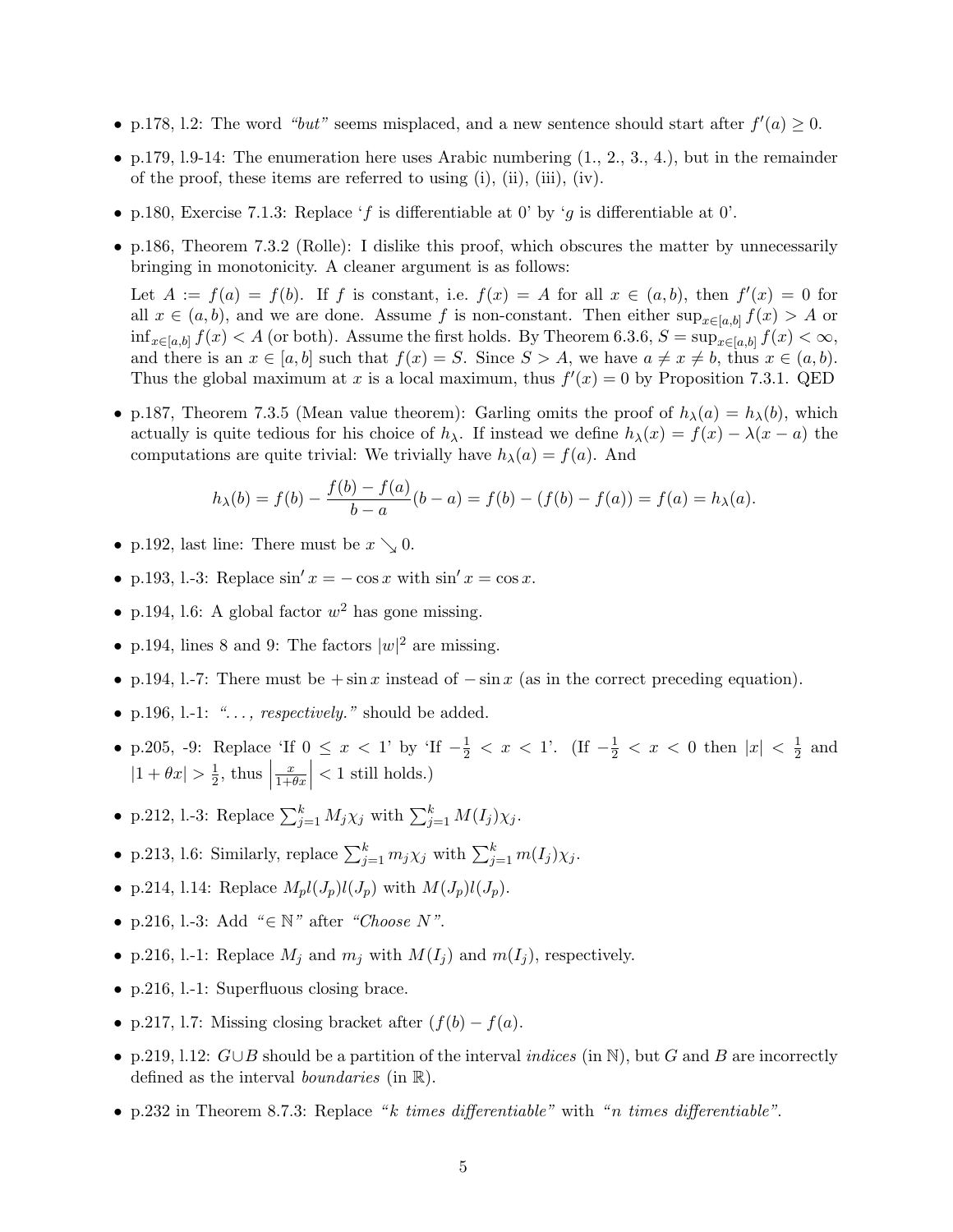- p.178, l.2: The word *"but"* seems misplaced, and a new sentence should start after $f'(a) \geq 0$.
- p.179, l.9-14: The enumeration here uses Arabic numbering (1., 2., 3., 4.), but in the remainder of the proof, these items are referred to using (i), (ii), (iii), (iv).
- p.180, Exercise 7.1.3: Replace '$f$ is differentiable at 0' by '$g$ is differentiable at 0'.
- p.186, Theorem 7.3.2 (Rolle): I dislike this proof, which obscures the matter by unnecessarily bringing in monotonicity. A cleaner argument is as follows:

  Let $A := f(a) = f(b)$. If $f$ is constant, i.e. $f(x) = A$ for all $x \in (a,b)$, then $f'(x) = 0$ for all $x \in (a,b)$, and we are done. Assume $f$ is non-constant. Then either $\sup_{x\in[a,b]} f(x) > A$ or $\inf_{x\in[a,b]} f(x) < A$ (or both). Assume the first holds. By Theorem 6.3.6, $S = \sup_{x\in[a,b]} f(x) < \infty$, and there is an $x \in [a,b]$ such that $f(x) = S$. Since $S > A$, we have $a \neq x \neq b$, thus $x \in (a,b)$. Thus the global maximum at $x$ is a local maximum, thus $f'(x) = 0$ by Proposition 7.3.1. QED
- p.187, Theorem 7.3.5 (Mean value theorem): Garling omits the proof of $h_\lambda(a) = h_\lambda(b)$, which actually is quite tedious for his choice of $h_\lambda$. If instead we define $h_\lambda(x) = f(x) - \lambda(x-a)$ the computations are quite trivial: We trivially have $h_\lambda(a) = f(a)$. And

$$h_\lambda(b) = f(b) - \frac{f(b)-f(a)}{b-a}(b-a) = f(b) - (f(b) - f(a)) = f(a) = h_\lambda(a).$$

- p.192, last line: There must be $x \searrow 0$.
- p.193, l.-3: Replace $\sin' x = -\cos x$ with $\sin' x = \cos x$.
- p.194, l.6: A global factor $w^2$ has gone missing.
- p.194, lines 8 and 9: The factors $|w|^2$ are missing.
- p.194, l.-7: There must be $+\sin x$ instead of $-\sin x$ (as in the correct preceding equation).
- p.196, l.-1: *"..., respectively."* should be added.
- p.205, -9: Replace 'If $0 \leq x < 1$' by 'If $-\frac{1}{2} < x < 1$'. (If $-\frac{1}{2} < x < 0$ then $|x| < \frac{1}{2}$ and $|1+\theta x| > \frac{1}{2}$, thus $\left|\frac{x}{1+\theta x}\right| < 1$ still holds.)
- p.212, l.-3: Replace $\sum_{j=1}^k M_j \chi_j$ with $\sum_{j=1}^k M(I_j)\chi_j$.
- p.213, l.6: Similarly, replace $\sum_{j=1}^k m_j \chi_j$ with $\sum_{j=1}^k m(I_j)\chi_j$.
- p.214, l.14: Replace $M_p l(J_p) l(J_p)$ with $M(J_p) l(J_p)$.
- p.216, l.-3: Add *"$\in \mathbb{N}$"* after *"Choose $N$"*.
- p.216, l.-1: Replace $M_j$ and $m_j$ with $M(I_j)$ and $m(I_j)$, respectively.
- p.216, l.-1: Superfluous closing brace.
- p.217, l.7: Missing closing bracket after $(f(b) - f(a)$.
- p.219, l.12: $G \cup B$ should be a partition of the interval *indices* (in $\mathbb{N}$), but $G$ and $B$ are incorrectly defined as the interval *boundaries* (in $\mathbb{R}$).
- p.232 in Theorem 8.7.3: Replace *"k times differentiable"* with *"n times differentiable"*.